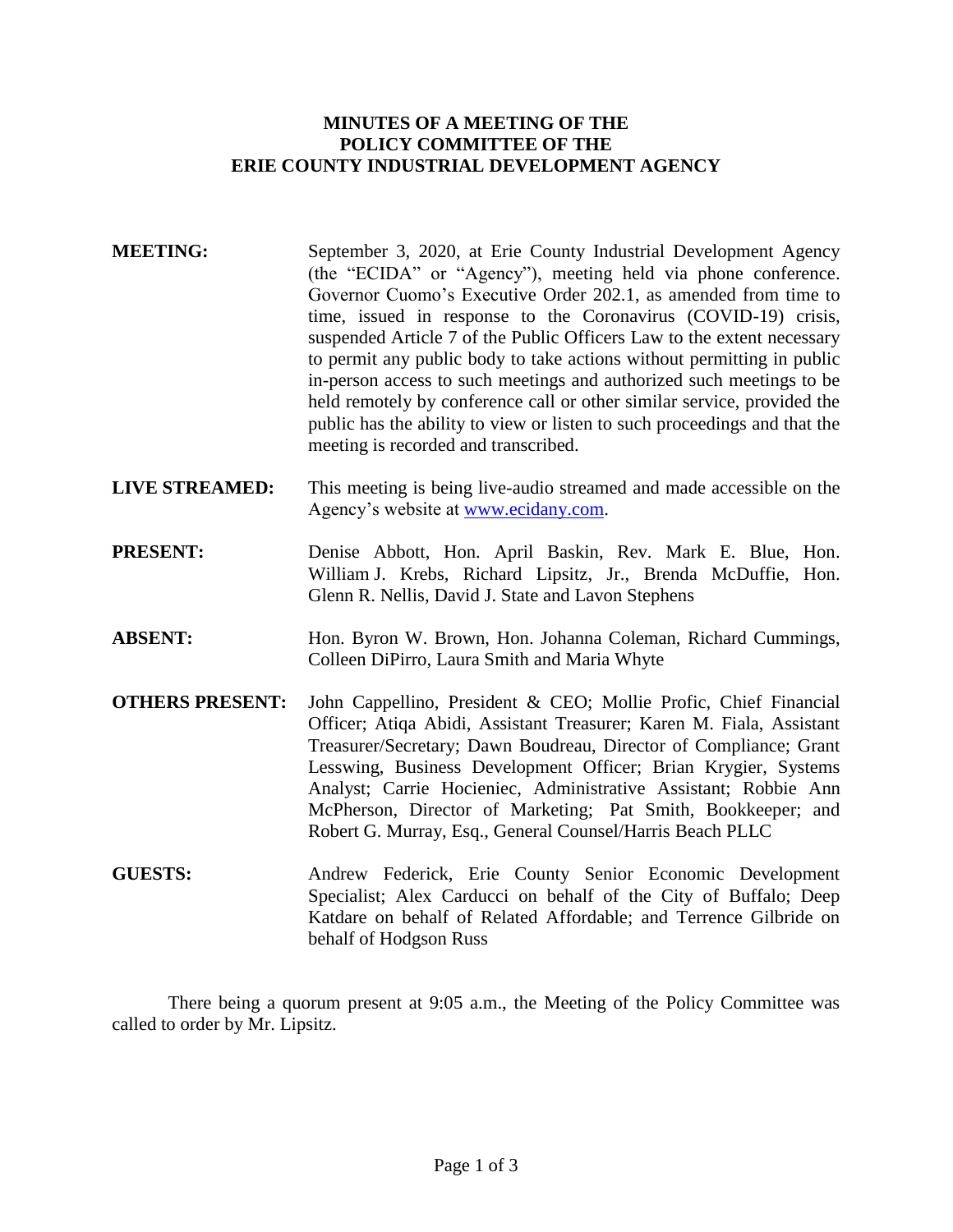# MINUTES OF A MEETING OF THE POLICY COMMITTEE OF THE ERIE COUNTY INDUSTRIAL DEVELOPMENT AGENCY

**MEETING:** September 3, 2020, at Erie County Industrial Development Agency (the "ECIDA" or "Agency"), meeting held via phone conference. Governor Cuomo's Executive Order 202.1, as amended from time to time, issued in response to the Coronavirus (COVID-19) crisis, suspended Article 7 of the Public Officers Law to the extent necessary to permit any public body to take actions without permitting in public in-person access to such meetings and authorized such meetings to be held remotely by conference call or other similar service, provided the public has the ability to view or listen to such proceedings and that the meeting is recorded and transcribed.

**LIVE STREAMED:** This meeting is being live-audio streamed and made accessible on the Agency's website at www.ecidany.com.

**PRESENT:** Denise Abbott, Hon. April Baskin, Rev. Mark E. Blue, Hon. William J. Krebs, Richard Lipsitz, Jr., Brenda McDuffie, Hon. Glenn R. Nellis, David J. State and Lavon Stephens

**ABSENT:** Hon. Byron W. Brown, Hon. Johanna Coleman, Richard Cummings, Colleen DiPirro, Laura Smith and Maria Whyte

**OTHERS PRESENT:** John Cappellino, President & CEO; Mollie Profic, Chief Financial Officer; Atiqa Abidi, Assistant Treasurer; Karen M. Fiala, Assistant Treasurer/Secretary; Dawn Boudreau, Director of Compliance; Grant Lesswing, Business Development Officer; Brian Krygier, Systems Analyst; Carrie Hocieniec, Administrative Assistant; Robbie Ann McPherson, Director of Marketing; Pat Smith, Bookkeeper; and Robert G. Murray, Esq., General Counsel/Harris Beach PLLC

**GUESTS:** Andrew Federick, Erie County Senior Economic Development Specialist; Alex Carducci on behalf of the City of Buffalo; Deep Katdare on behalf of Related Affordable; and Terrence Gilbride on behalf of Hodgson Russ

There being a quorum present at 9:05 a.m., the Meeting of the Policy Committee was called to order by Mr. Lipsitz.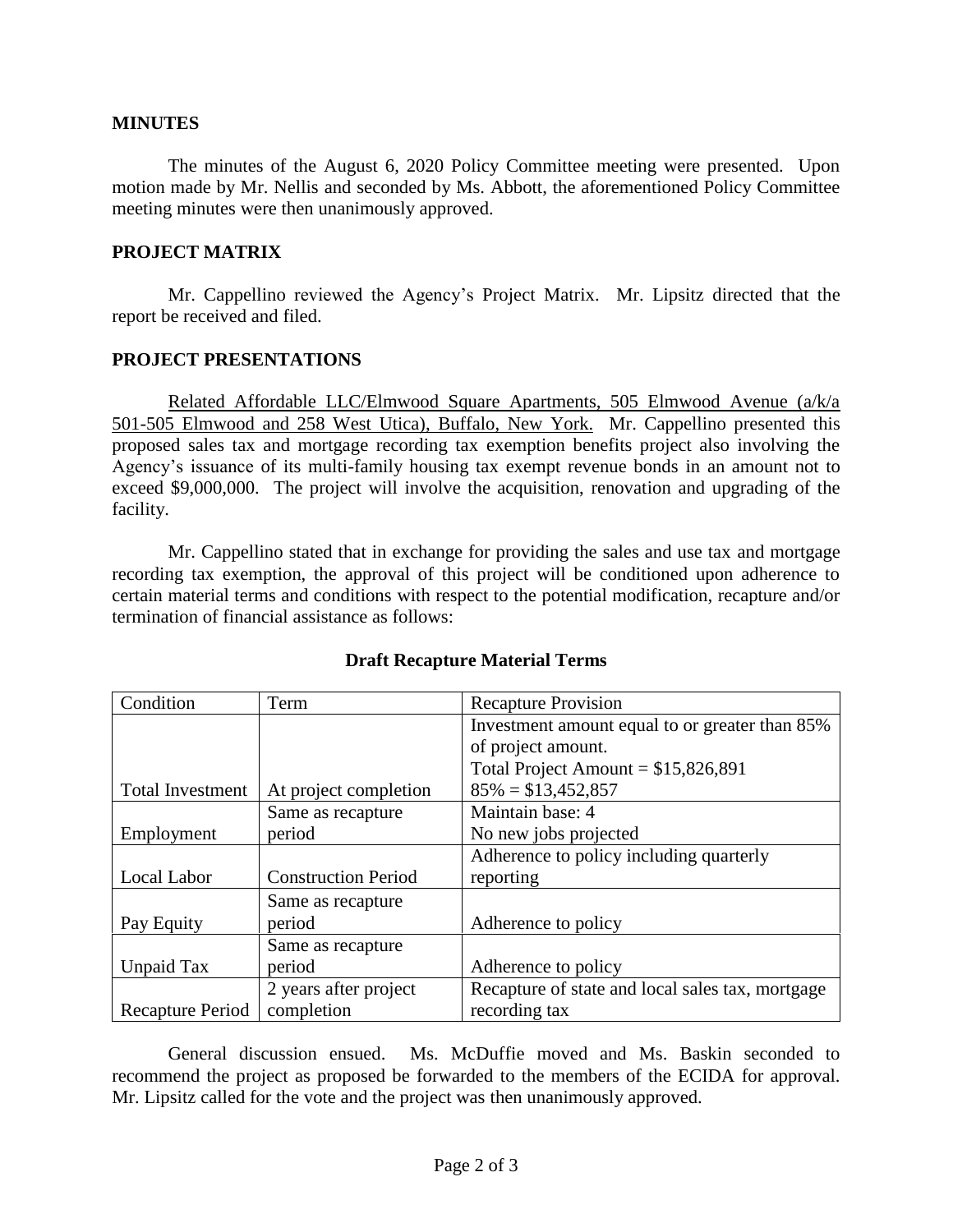## MINUTES

The minutes of the August 6, 2020 Policy Committee meeting were presented. Upon motion made by Mr. Nellis and seconded by Ms. Abbott, the aforementioned Policy Committee meeting minutes were then unanimously approved.

## PROJECT MATRIX

Mr. Cappellino reviewed the Agency's Project Matrix. Mr. Lipsitz directed that the report be received and filed.

## PROJECT PRESENTATIONS

Related Affordable LLC/Elmwood Square Apartments, 505 Elmwood Avenue (a/k/a 501-505 Elmwood and 258 West Utica), Buffalo, New York. Mr. Cappellino presented this proposed sales tax and mortgage recording tax exemption benefits project also involving the Agency's issuance of its multi-family housing tax exempt revenue bonds in an amount not to exceed $9,000,000. The project will involve the acquisition, renovation and upgrading of the facility.

Mr. Cappellino stated that in exchange for providing the sales and use tax and mortgage recording tax exemption, the approval of this project will be conditioned upon adherence to certain material terms and conditions with respect to the potential modification, recapture and/or termination of financial assistance as follows:

**Draft Recapture Material Terms**

| Condition | Term | Recapture Provision |
|---|---|---|
| Total Investment | At project completion | Investment amount equal to or greater than 85% of project amount. Total Project Amount = $15,826,891 85% = $13,452,857 |
| Employment | Same as recapture period | Maintain base: 4 No new jobs projected |
| Local Labor | Construction Period | Adherence to policy including quarterly reporting |
| Pay Equity | Same as recapture period | Adherence to policy |
| Unpaid Tax | Same as recapture period | Adherence to policy |
| Recapture Period | 2 years after project completion | Recapture of state and local sales tax, mortgage recording tax |

General discussion ensued. Ms. McDuffie moved and Ms. Baskin seconded to recommend the project as proposed be forwarded to the members of the ECIDA for approval. Mr. Lipsitz called for the vote and the project was then unanimously approved.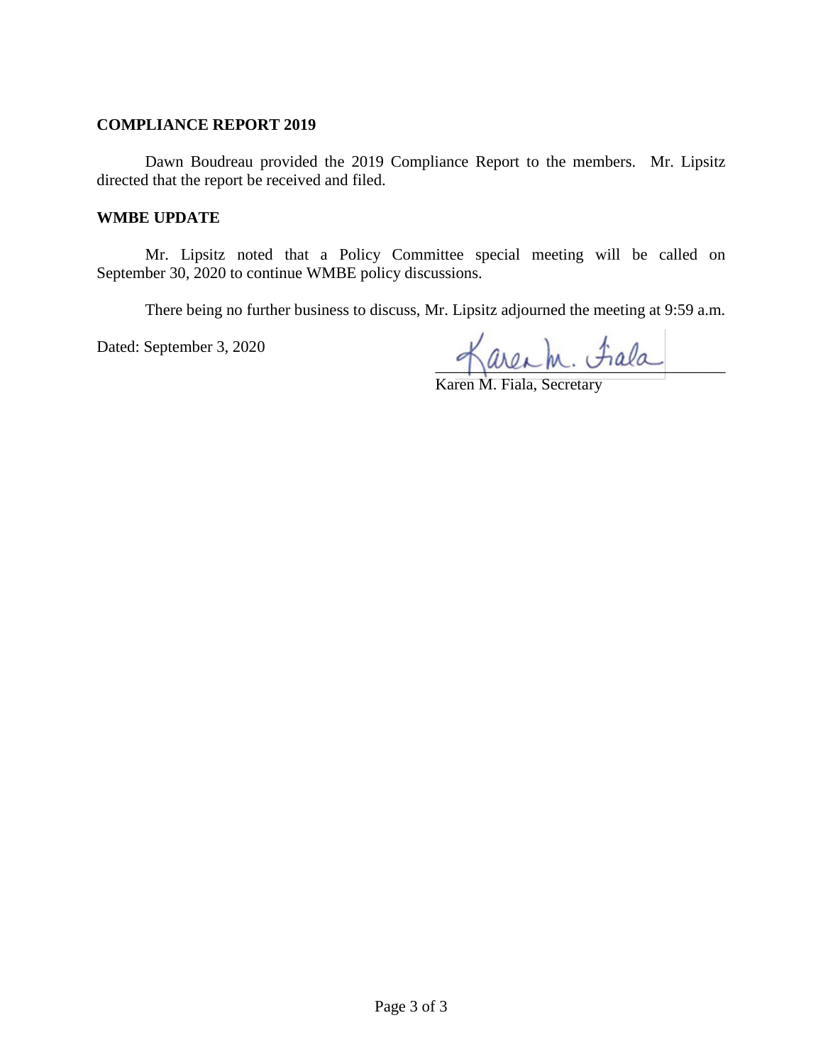**COMPLIANCE REPORT 2019**

Dawn Boudreau provided the 2019 Compliance Report to the members. Mr. Lipsitz directed that the report be received and filed.

**WMBE UPDATE**

Mr. Lipsitz noted that a Policy Committee special meeting will be called on September 30, 2020 to continue WMBE policy discussions.

There being no further business to discuss, Mr. Lipsitz adjourned the meeting at 9:59 a.m.

Dated: September 3, 2020

Karen M. Fiala, Secretary